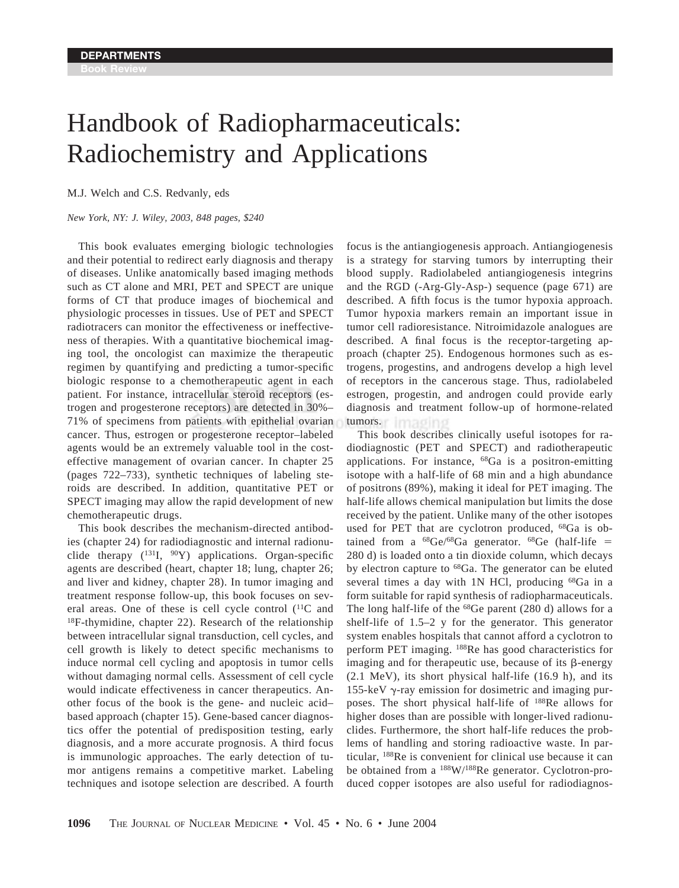DEPARTMENTS

Book Review

# Handbook of Radiopharmaceuticals: Radiochemistry and Applications

M.J. Welch and C.S. Redvanly, eds

*New York, NY: J. Wiley, 2003, 848 pages, $240*

This book evaluates emerging biologic technologies and their potential to redirect early diagnosis and therapy of diseases. Unlike anatomically based imaging methods such as CT alone and MRI, PET and SPECT are unique forms of CT that produce images of biochemical and physiologic processes in tissues. Use of PET and SPECT radiotracers can monitor the effectiveness or ineffectiveness of therapies. With a quantitative biochemical imaging tool, the oncologist can maximize the therapeutic regimen by quantifying and predicting a tumor-specific biologic response to a chemotherapeutic agent in each patient. For instance, intracellular steroid receptors (estrogen and progesterone receptors) are detected in 30%–71% of specimens from patients with epithelial ovarian cancer. Thus, estrogen or progesterone receptor–labeled agents would be an extremely valuable tool in the cost-effective management of ovarian cancer. In chapter 25 (pages 722–733), synthetic techniques of labeling steroids are described. In addition, quantitative PET or SPECT imaging may allow the rapid development of new chemotherapeutic drugs.

This book describes the mechanism-directed antibodies (chapter 24) for radiodiagnostic and internal radionuclide therapy ($^{131}$I, $^{90}$Y) applications. Organ-specific agents are described (heart, chapter 18; lung, chapter 26; and liver and kidney, chapter 28). In tumor imaging and treatment response follow-up, this book focuses on several areas. One of these is cell cycle control ($^{11}$C and $^{18}$F-thymidine, chapter 22). Research of the relationship between intracellular signal transduction, cell cycles, and cell growth is likely to detect specific mechanisms to induce normal cell cycling and apoptosis in tumor cells without damaging normal cells. Assessment of cell cycle would indicate effectiveness in cancer therapeutics. Another focus of the book is the gene- and nucleic acid–based approach (chapter 15). Gene-based cancer diagnostics offer the potential of predisposition testing, early diagnosis, and a more accurate prognosis. A third focus is immunologic approaches. The early detection of tumor antigens remains a competitive market. Labeling techniques and isotope selection are described. A fourth focus is the antiangiogenesis approach. Antiangiogenesis is a strategy for starving tumors by interrupting their blood supply. Radiolabeled antiangiogenesis integrins and the RGD (-Arg-Gly-Asp-) sequence (page 671) are described. A fifth focus is the tumor hypoxia approach. Tumor hypoxia markers remain an important issue in tumor cell radioresistance. Nitroimidazole analogues are described. A final focus is the receptor-targeting approach (chapter 25). Endogenous hormones such as estrogens, progestins, and androgens develop a high level of receptors in the cancerous stage. Thus, radiolabeled estrogen, progestin, and androgen could provide early diagnosis and treatment follow-up of hormone-related tumors.

This book describes clinically useful isotopes for radiodiagnostic (PET and SPECT) and radiotherapeutic applications. For instance, $^{68}$Ga is a positron-emitting isotope with a half-life of 68 min and a high abundance of positrons (89%), making it ideal for PET imaging. The half-life allows chemical manipulation but limits the dose received by the patient. Unlike many of the other isotopes used for PET that are cyclotron produced, $^{68}$Ga is obtained from a $^{68}$Ge/$^{68}$Ga generator. $^{68}$Ge (half-life = 280 d) is loaded onto a tin dioxide column, which decays by electron capture to $^{68}$Ga. The generator can be eluted several times a day with 1N HCl, producing $^{68}$Ga in a form suitable for rapid synthesis of radiopharmaceuticals. The long half-life of the $^{68}$Ge parent (280 d) allows for a shelf-life of 1.5–2 y for the generator. This generator system enables hospitals that cannot afford a cyclotron to perform PET imaging. $^{188}$Re has good characteristics for imaging and for therapeutic use, because of its $\beta$-energy (2.1 MeV), its short physical half-life (16.9 h), and its 155-keV $\gamma$-ray emission for dosimetric and imaging purposes. The short physical half-life of $^{188}$Re allows for higher doses than are possible with longer-lived radionuclides. Furthermore, the short half-life reduces the problems of handling and storing radioactive waste. In particular, $^{188}$Re is convenient for clinical use because it can be obtained from a $^{188}$W/$^{188}$Re generator. Cyclotron-produced copper isotopes are also useful for radiodiagnos-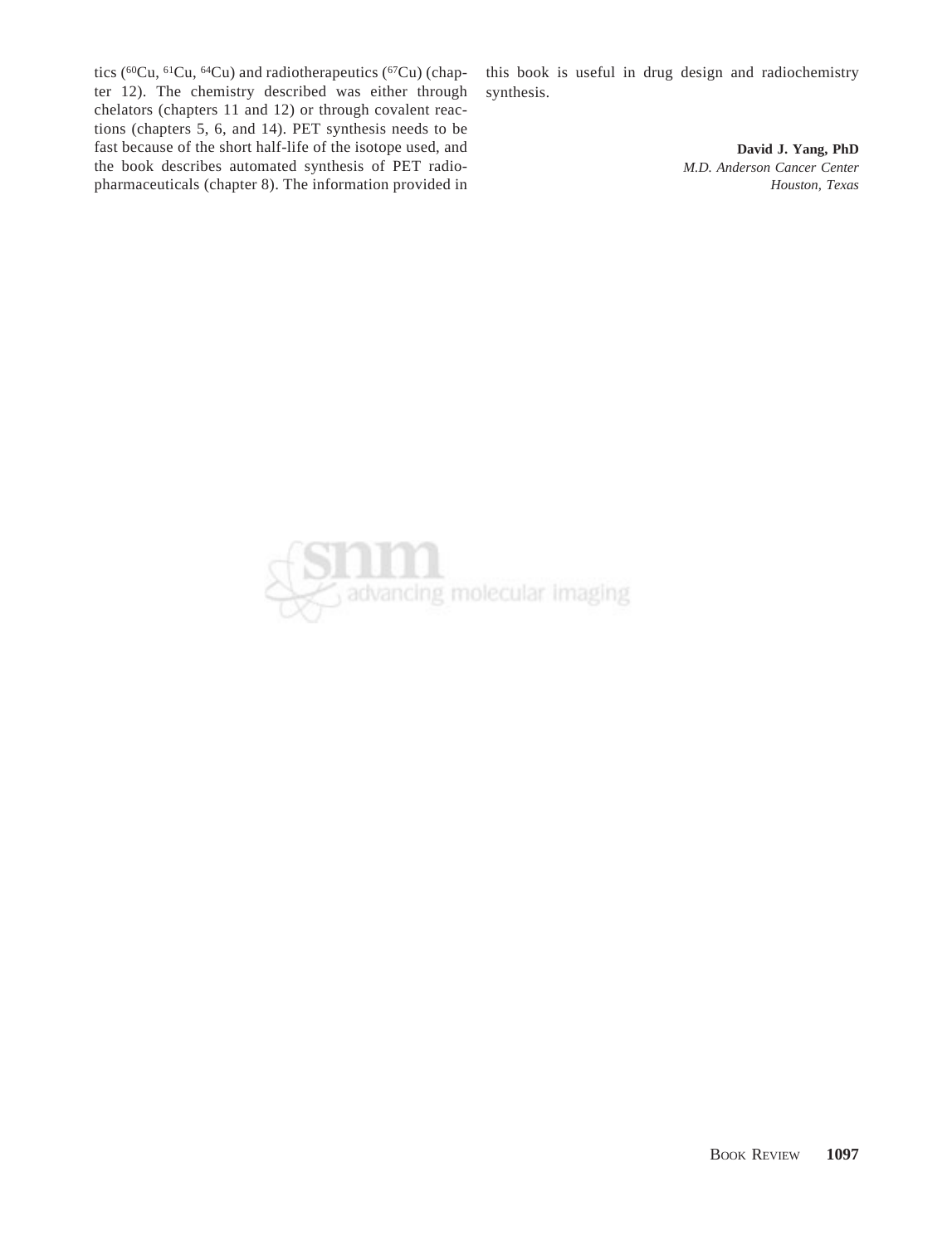tics ($^{60}Cu$, $^{61}Cu$, $^{64}Cu$) and radiotherapeutics ($^{67}Cu$) (chapter 12). The chemistry described was either through chelators (chapters 11 and 12) or through covalent reactions (chapters 5, 6, and 14). PET synthesis needs to be fast because of the short half-life of the isotope used, and the book describes automated synthesis of PET radiopharmaceuticals (chapter 8). The information provided in this book is useful in drug design and radiochemistry synthesis.

**David J. Yang, PhD**
*M.D. Anderson Cancer Center*
*Houston, Texas*